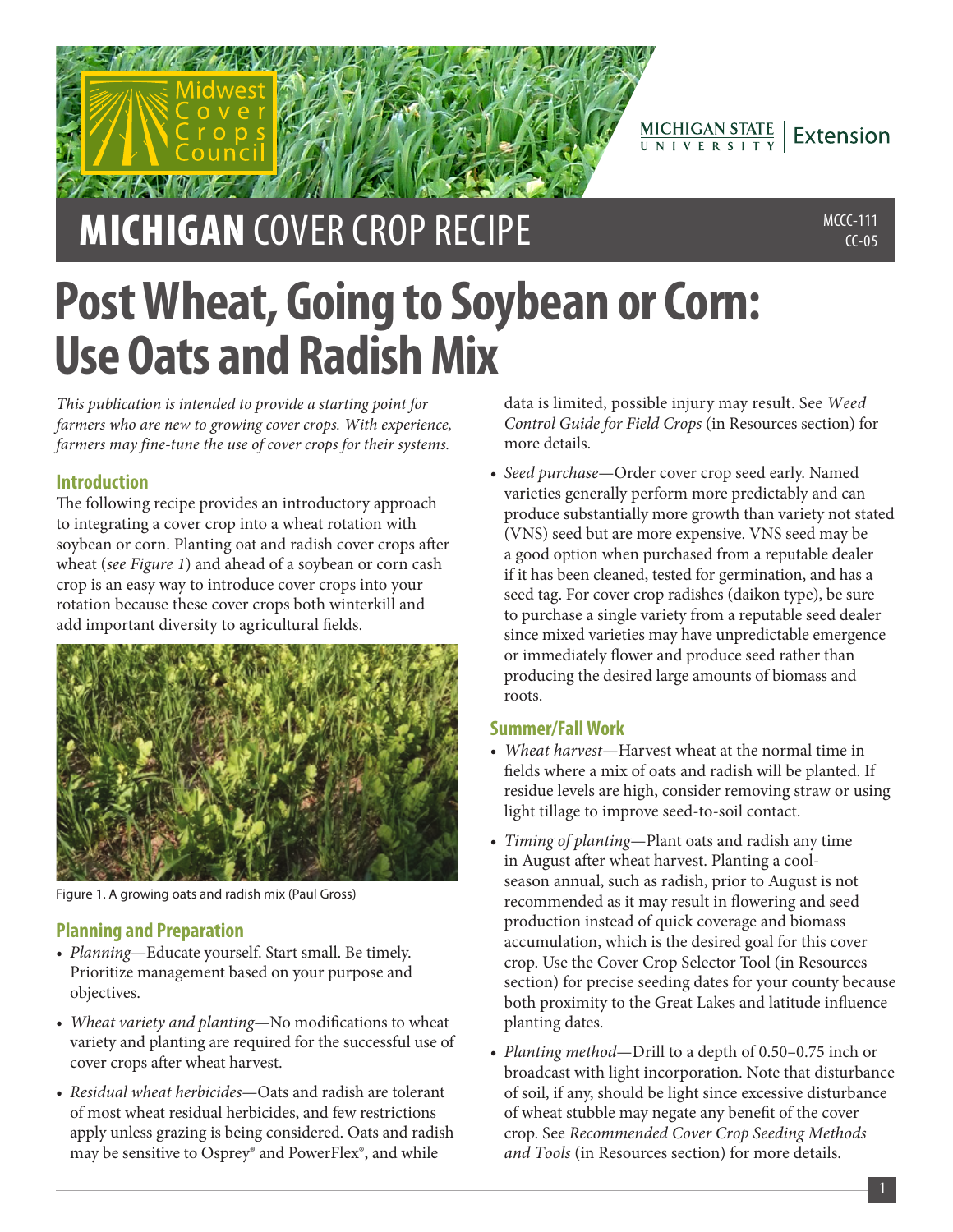# MICHIGAN COVER CROP RECIPE

MCCC-111
CC-05

# Post Wheat, Going to Soybean or Corn: Use Oats and Radish Mix

*This publication is intended to provide a starting point for farmers who are new to growing cover crops. With experience, farmers may fine-tune the use of cover crops for their systems.*

## Introduction

The following recipe provides an introductory approach to integrating a cover crop into a wheat rotation with soybean or corn. Planting oat and radish cover crops after wheat (*see Figure 1*) and ahead of a soybean or corn cash crop is an easy way to introduce cover crops into your rotation because these cover crops both winterkill and add important diversity to agricultural fields.

Figure 1. A growing oats and radish mix (Paul Gross)

## Planning and Preparation

- *Planning*—Educate yourself. Start small. Be timely. Prioritize management based on your purpose and objectives.
- *Wheat variety and planting*—No modifications to wheat variety and planting are required for the successful use of cover crops after wheat harvest.
- *Residual wheat herbicides*—Oats and radish are tolerant of most wheat residual herbicides, and few restrictions apply unless grazing is being considered. Oats and radish may be sensitive to Osprey® and PowerFlex®, and while data is limited, possible injury may result. See *Weed Control Guide for Field Crops* (in Resources section) for more details.
- *Seed purchase*—Order cover crop seed early. Named varieties generally perform more predictably and can produce substantially more growth than variety not stated (VNS) seed but are more expensive. VNS seed may be a good option when purchased from a reputable dealer if it has been cleaned, tested for germination, and has a seed tag. For cover crop radishes (daikon type), be sure to purchase a single variety from a reputable seed dealer since mixed varieties may have unpredictable emergence or immediately flower and produce seed rather than producing the desired large amounts of biomass and roots.

## Summer/Fall Work

- *Wheat harvest*—Harvest wheat at the normal time in fields where a mix of oats and radish will be planted. If residue levels are high, consider removing straw or using light tillage to improve seed-to-soil contact.
- *Timing of planting*—Plant oats and radish any time in August after wheat harvest. Planting a cool-season annual, such as radish, prior to August is not recommended as it may result in flowering and seed production instead of quick coverage and biomass accumulation, which is the desired goal for this cover crop. Use the Cover Crop Selector Tool (in Resources section) for precise seeding dates for your county because both proximity to the Great Lakes and latitude influence planting dates.
- *Planting method*—Drill to a depth of 0.50–0.75 inch or broadcast with light incorporation. Note that disturbance of soil, if any, should be light since excessive disturbance of wheat stubble may negate any benefit of the cover crop. See *Recommended Cover Crop Seeding Methods and Tools* (in Resources section) for more details.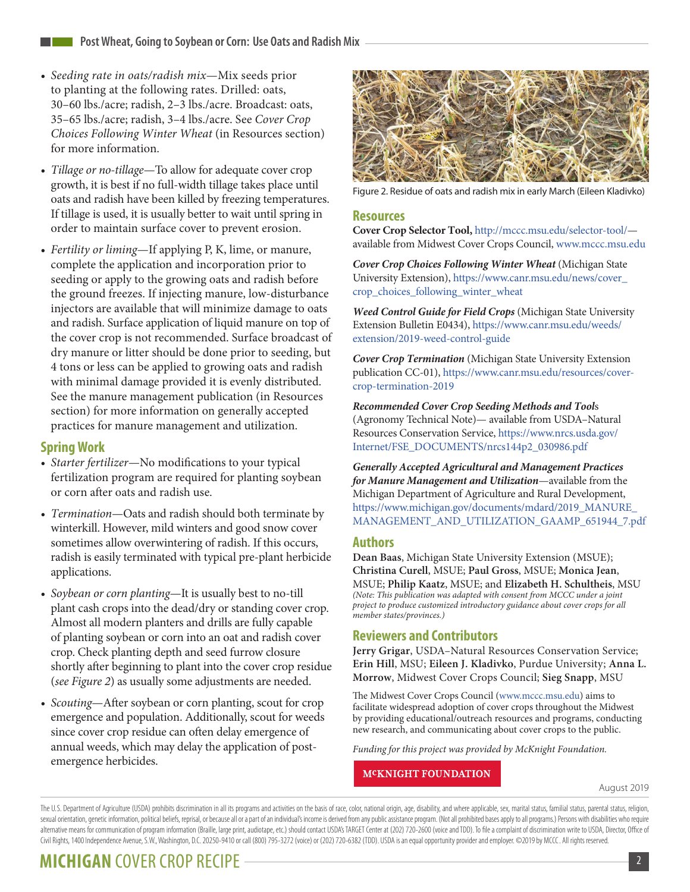- *Seeding rate in oats/radish mix*—Mix seeds prior to planting at the following rates. Drilled: oats, 30–60 lbs./acre; radish, 2–3 lbs./acre. Broadcast: oats, 35–65 lbs./acre; radish, 3–4 lbs./acre. See *Cover Crop Choices Following Winter Wheat* (in Resources section) for more information.
- *Tillage or no-tillage*—To allow for adequate cover crop growth, it is best if no full-width tillage takes place until oats and radish have been killed by freezing temperatures. If tillage is used, it is usually better to wait until spring in order to maintain surface cover to prevent erosion.
- *Fertility or liming*—If applying P, K, lime, or manure, complete the application and incorporation prior to seeding or apply to the growing oats and radish before the ground freezes. If injecting manure, low-disturbance injectors are available that will minimize damage to oats and radish. Surface application of liquid manure on top of the cover crop is not recommended. Surface broadcast of dry manure or litter should be done prior to seeding, but 4 tons or less can be applied to growing oats and radish with minimal damage provided it is evenly distributed. See the manure management publication (in Resources section) for more information on generally accepted practices for manure management and utilization.

## Spring Work

- *Starter fertilizer*—No modifications to your typical fertilization program are required for planting soybean or corn after oats and radish use.
- *Termination*—Oats and radish should both terminate by winterkill. However, mild winters and good snow cover sometimes allow overwintering of radish. If this occurs, radish is easily terminated with typical pre-plant herbicide applications.
- *Soybean or corn planting*—It is usually best to no-till plant cash crops into the dead/dry or standing cover crop. Almost all modern planters and drills are fully capable of planting soybean or corn into an oat and radish cover crop. Check planting depth and seed furrow closure shortly after beginning to plant into the cover crop residue (*see Figure 2*) as usually some adjustments are needed.
- *Scouting*—After soybean or corn planting, scout for crop emergence and population. Additionally, scout for weeds since cover crop residue can often delay emergence of annual weeds, which may delay the application of post-emergence herbicides.

Figure 2. Residue of oats and radish mix in early March (Eileen Kladivko)

## Resources

**Cover Crop Selector Tool,** http://mccc.msu.edu/selector-tool/—available from Midwest Cover Crops Council, www.mccc.msu.edu

***Cover Crop Choices Following Winter Wheat*** (Michigan State University Extension), https://www.canr.msu.edu/news/cover_crop_choices_following_winter_wheat

***Weed Control Guide for Field Crops*** (Michigan State University Extension Bulletin E0434), https://www.canr.msu.edu/weeds/extension/2019-weed-control-guide

***Cover Crop Termination*** (Michigan State University Extension publication CC-01), https://www.canr.msu.edu/resources/cover-crop-termination-2019

***Recommended Cover Crop Seeding Methods and Tools*** (Agronomy Technical Note)— available from USDA–Natural Resources Conservation Service, https://www.nrcs.usda.gov/Internet/FSE_DOCUMENTS/nrcs144p2_030986.pdf

***Generally Accepted Agricultural and Management Practices for Manure Management and Utilization***—available from the Michigan Department of Agriculture and Rural Development, https://www.michigan.gov/documents/mdard/2019_MANURE_MANAGEMENT_AND_UTILIZATION_GAAMP_651944_7.pdf

## Authors

**Dean Baas**, Michigan State University Extension (MSUE); **Christina Curell**, MSUE; **Paul Gross**, MSUE; **Monica Jean**, MSUE; **Philip Kaatz**, MSUE; and **Elizabeth H. Schultheis**, MSU

*(Note: This publication was adapted with consent from MCCC under a joint project to produce customized introductory guidance about cover crops for all member states/provinces.)*

## Reviewers and Contributors

**Jerry Grigar**, USDA–Natural Resources Conservation Service; **Erin Hill**, MSU; **Eileen J. Kladivko**, Purdue University; **Anna L. Morrow**, Midwest Cover Crops Council; **Sieg Snapp**, MSU

The Midwest Cover Crops Council (www.mccc.msu.edu) aims to facilitate widespread adoption of cover crops throughout the Midwest by providing educational/outreach resources and programs, conducting new research, and communicating about cover crops to the public.

*Funding for this project was provided by McKnight Foundation.*

McKNIGHT FOUNDATION

August 2019

The U.S. Department of Agriculture (USDA) prohibits discrimination in all its programs and activities on the basis of race, color, national origin, age, disability, and where applicable, sex, marital status, familial status, parental status, religion, sexual orientation, genetic information, political beliefs, reprisal, or because all or a part of an individual's income is derived from any public assistance program. (Not all prohibited bases apply to all programs.) Persons with disabilities who require alternative means for communication of program information (Braille, large print, audiotape, etc.) should contact USDA's TARGET Center at (202) 720-2600 (voice and TDD). To file a complaint of discrimination write to USDA, Director, Office of Civil Rights, 1400 Independence Avenue, S.W., Washington, D.C. 20250-9410 or call (800) 795-3272 (voice) or (202) 720-6382 (TDD). USDA is an equal opportunity provider and employer. ©2019 by MCCC. All rights reserved.